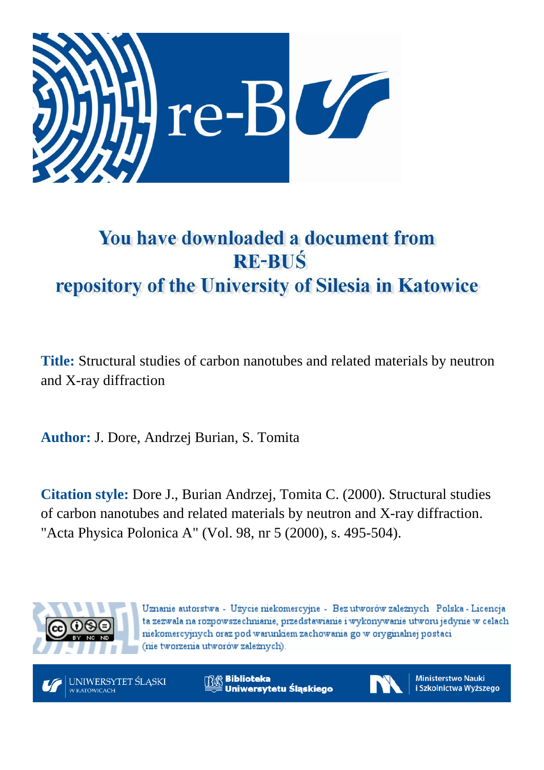# You have downloaded a document from RE-BUŚ repository of the University of Silesia in Katowice

**Title:** Structural studies of carbon nanotubes and related materials by neutron and X-ray diffraction

**Author:** J. Dore, Andrzej Burian, S. Tomita

**Citation style:** Dore J., Burian Andrzej, Tomita C. (2000). Structural studies of carbon nanotubes and related materials by neutron and X-ray diffraction. "Acta Physica Polonica A" (Vol. 98, nr 5 (2000), s. 495-504).

Uznanie autorstwa - Użycie niekomercyjne - Bez utworów zależnych Polska - Licencja ta zezwala na rozpowszechnianie, przedstawianie i wykonywanie utworu jedynie w celach niekomercyjnych oraz pod warunkiem zachowania go w oryginalnej postaci (nie tworzenia utworów zależnych).

UNIWERSYTET ŚLĄSKI W KATOWICACH

Biblioteka Uniwersytetu Śląskiego

Ministerstwo Nauki i Szkolnictwa Wyższego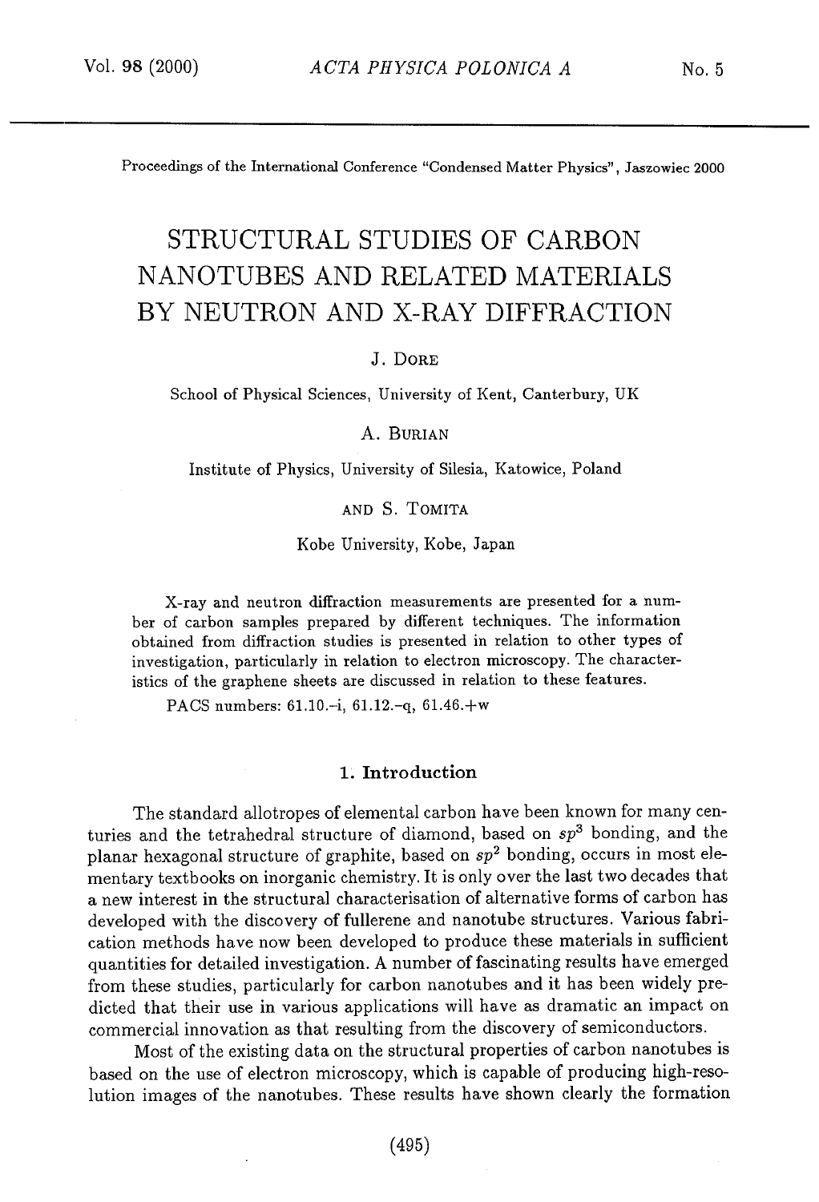Proceedings of the International Conference "Condensed Matter Physics", Jaszowiec 2000

# STRUCTURAL STUDIES OF CARBON NANOTUBES AND RELATED MATERIALS BY NEUTRON AND X-RAY DIFFRACTION

J. Dore

School of Physical Sciences, University of Kent, Canterbury, UK

A. Burian

Institute of Physics, University of Silesia, Katowice, Poland

and S. Tomita

Kobe University, Kobe, Japan

X-ray and neutron diffraction measurements are presented for a number of carbon samples prepared by different techniques. The information obtained from diffraction studies is presented in relation to other types of investigation, particularly in relation to electron microscopy. The characteristics of the graphene sheets are discussed in relation to these features.

PACS numbers: 61.10.–i, 61.12.–q, 61.46.+w

## 1. Introduction

The standard allotropes of elemental carbon have been known for many centuries and the tetrahedral structure of diamond, based on $sp^3$ bonding, and the planar hexagonal structure of graphite, based on $sp^2$ bonding, occurs in most elementary textbooks on inorganic chemistry. It is only over the last two decades that a new interest in the structural characterisation of alternative forms of carbon has developed with the discovery of fullerene and nanotube structures. Various fabrication methods have now been developed to produce these materials in sufficient quantities for detailed investigation. A number of fascinating results have emerged from these studies, particularly for carbon nanotubes and it has been widely predicted that their use in various applications will have as dramatic an impact on commercial innovation as that resulting from the discovery of semiconductors.

Most of the existing data on the structural properties of carbon nanotubes is based on the use of electron microscopy, which is capable of producing high-resolution images of the nanotubes. These results have shown clearly the formation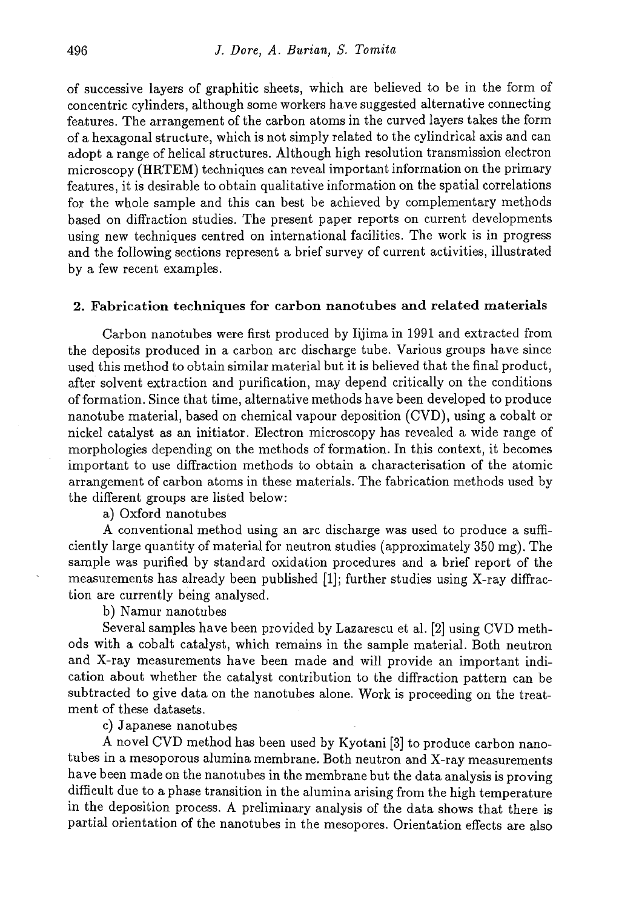of successive layers of graphitic sheets, which are believed to be in the form of concentric cylinders, although some workers have suggested alternative connecting features. The arrangement of the carbon atoms in the curved layers takes the form of a hexagonal structure, which is not simply related to the cylindrical axis and can adopt a range of helical structures. Although high resolution transmission electron microscopy (HRTEM) techniques can reveal important information on the primary features, it is desirable to obtain qualitative information on the spatial correlations for the whole sample and this can best be achieved by complementary methods based on diffraction studies. The present paper reports on current developments using new techniques centred on international facilities. The work is in progress and the following sections represent a brief survey of current activities, illustrated by a few recent examples.

## 2. Fabrication techniques for carbon nanotubes and related materials

Carbon nanotubes were first produced by Iijima in 1991 and extracted from the deposits produced in a carbon arc discharge tube. Various groups have since used this method to obtain similar material but it is believed that the final product, after solvent extraction and purification, may depend critically on the conditions of formation. Since that time, alternative methods have been developed to produce nanotube material, based on chemical vapour deposition (CVD), using a cobalt or nickel catalyst as an initiator. Electron microscopy has revealed a wide range of morphologies depending on the methods of formation. In this context, it becomes important to use diffraction methods to obtain a characterisation of the atomic arrangement of carbon atoms in these materials. The fabrication methods used by the different groups are listed below:

a) Oxford nanotubes

A conventional method using an arc discharge was used to produce a sufficiently large quantity of material for neutron studies (approximately 350 mg). The sample was purified by standard oxidation procedures and a brief report of the measurements has already been published [1]; further studies using X-ray diffraction are currently being analysed.

b) Namur nanotubes

Several samples have been provided by Lazarescu et al. [2] using CVD methods with a cobalt catalyst, which remains in the sample material. Both neutron and X-ray measurements have been made and will provide an important indication about whether the catalyst contribution to the diffraction pattern can be subtracted to give data on the nanotubes alone. Work is proceeding on the treatment of these datasets.

c) Japanese nanotubes

A novel CVD method has been used by Kyotani [3] to produce carbon nanotubes in a mesoporous alumina membrane. Both neutron and X-ray measurements have been made on the nanotubes in the membrane but the data analysis is proving difficult due to a phase transition in the alumina arising from the high temperature in the deposition process. A preliminary analysis of the data shows that there is partial orientation of the nanotubes in the mesopores. Orientation effects are also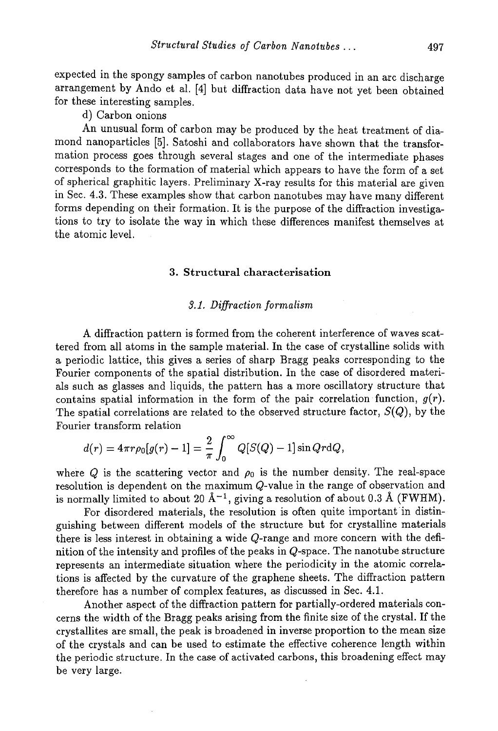expected in the spongy samples of carbon nanotubes produced in an arc discharge arrangement by Ando et al. [4] but diffraction data have not yet been obtained for these interesting samples.

d) Carbon onions

An unusual form of carbon may be produced by the heat treatment of diamond nanoparticles [5]. Satoshi and collaborators have shown that the transformation process goes through several stages and one of the intermediate phases corresponds to the formation of material which appears to have the form of a set of spherical graphitic layers. Preliminary X-ray results for this material are given in Sec. 4.3. These examples show that carbon nanotubes may have many different forms depending on their formation. It is the purpose of the diffraction investigations to try to isolate the way in which these differences manifest themselves at the atomic level.

## 3. Structural characterisation

### *3.1. Diffraction formalism*

A diffraction pattern is formed from the coherent interference of waves scattered from all atoms in the sample material. In the case of crystalline solids with a periodic lattice, this gives a series of sharp Bragg peaks corresponding to the Fourier components of the spatial distribution. In the case of disordered materials such as glasses and liquids, the pattern has a more oscillatory structure that contains spatial information in the form of the pair correlation function, $g(r)$. The spatial correlations are related to the observed structure factor, $S(Q)$, by the Fourier transform relation

$$d(r) = 4\pi r\rho_0[g(r) - 1] = \frac{2}{\pi}\int_0^\infty Q[S(Q) - 1]\sin Qr dQ,$$

where $Q$ is the scattering vector and $\rho_0$ is the number density. The real-space resolution is dependent on the maximum $Q$-value in the range of observation and is normally limited to about 20 Å$^{-1}$, giving a resolution of about 0.3 Å (FWHM).

For disordered materials, the resolution is often quite important in distinguishing between different models of the structure but for crystalline materials there is less interest in obtaining a wide $Q$-range and more concern with the definition of the intensity and profiles of the peaks in $Q$-space. The nanotube structure represents an intermediate situation where the periodicity in the atomic correlations is affected by the curvature of the graphene sheets. The diffraction pattern therefore has a number of complex features, as discussed in Sec. 4.1.

Another aspect of the diffraction pattern for partially-ordered materials concerns the width of the Bragg peaks arising from the finite size of the crystal. If the crystallites are small, the peak is broadened in inverse proportion to the mean size of the crystals and can be used to estimate the effective coherence length within the periodic structure. In the case of activated carbons, this broadening effect may be very large.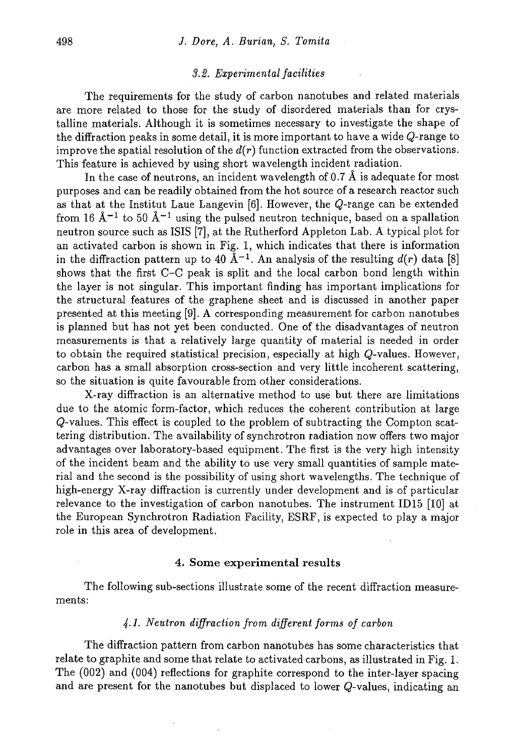### 3.2. Experimental facilities

The requirements for the study of carbon nanotubes and related materials are more related to those for the study of disordered materials than for crystalline materials. Although it is sometimes necessary to investigate the shape of the diffraction peaks in some detail, it is more important to have a wide $Q$-range to improve the spatial resolution of the $d(r)$ function extracted from the observations. This feature is achieved by using short wavelength incident radiation.

In the case of neutrons, an incident wavelength of 0.7 Å is adequate for most purposes and can be readily obtained from the hot source of a research reactor such as that at the Institut Laue Langevin [6]. However, the $Q$-range can be extended from 16 Å$^{-1}$ to 50 Å$^{-1}$ using the pulsed neutron technique, based on a spallation neutron source such as ISIS [7], at the Rutherford Appleton Lab. A typical plot for an activated carbon is shown in Fig. 1, which indicates that there is information in the diffraction pattern up to 40 Å$^{-1}$. An analysis of the resulting $d(r)$ data [8] shows that the first C–C peak is split and the local carbon bond length within the layer is not singular. This important finding has important implications for the structural features of the graphene sheet and is discussed in another paper presented at this meeting [9]. A corresponding measurement for carbon nanotubes is planned but has not yet been conducted. One of the disadvantages of neutron measurements is that a relatively large quantity of material is needed in order to obtain the required statistical precision, especially at high $Q$-values. However, carbon has a small absorption cross-section and very little incoherent scattering, so the situation is quite favourable from other considerations.

X-ray diffraction is an alternative method to use but there are limitations due to the atomic form-factor, which reduces the coherent contribution at large $Q$-values. This effect is coupled to the problem of subtracting the Compton scattering distribution. The availability of synchrotron radiation now offers two major advantages over laboratory-based equipment. The first is the very high intensity of the incident beam and the ability to use very small quantities of sample material and the second is the possibility of using short wavelengths. The technique of high-energy X-ray diffraction is currently under development and is of particular relevance to the investigation of carbon nanotubes. The instrument ID15 [10] at the European Synchrotron Radiation Facility, ESRF, is expected to play a major role in this area of development.

## 4. Some experimental results

The following sub-sections illustrate some of the recent diffraction measurements:

### 4.1. Neutron diffraction from different forms of carbon

The diffraction pattern from carbon nanotubes has some characteristics that relate to graphite and some that relate to activated carbons, as illustrated in Fig. 1. The (002) and (004) reflections for graphite correspond to the inter-layer spacing and are present for the nanotubes but displaced to lower $Q$-values, indicating an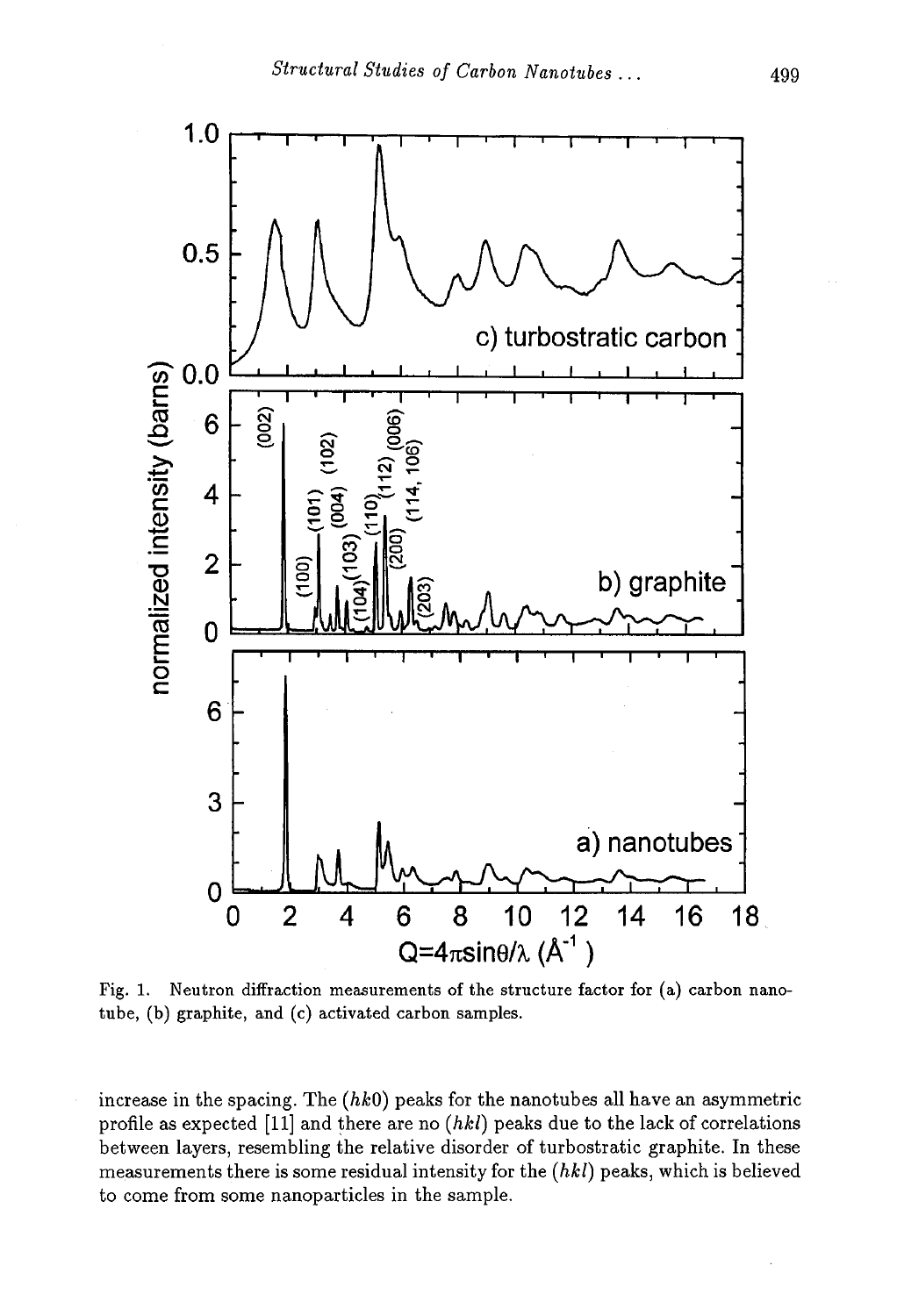1.0

0.5

c) turbostratic carbon

0.0

6

4

2

0

(002)

(100)

(101)

(102)

(004)

(103)

(104)

(110)

(112)

(006)

(114, 106)

(200)

(203)

b) graphite

6

3

0

a) nanotubes

0 2 4 6 8 10 12 14 16 18

normalized intensity (barns)

Q=4πsinθ/λ (Å$^{-1}$ )

Fig. 1. Neutron diffraction measurements of the structure factor for (a) carbon nanotube, (b) graphite, and (c) activated carbon samples.

increase in the spacing. The $(hk0)$ peaks for the nanotubes all have an asymmetric profile as expected [11] and there are no $(hkl)$ peaks due to the lack of correlations between layers, resembling the relative disorder of turbostratic graphite. In these measurements there is some residual intensity for the $(hkl)$ peaks, which is believed to come from some nanoparticles in the sample.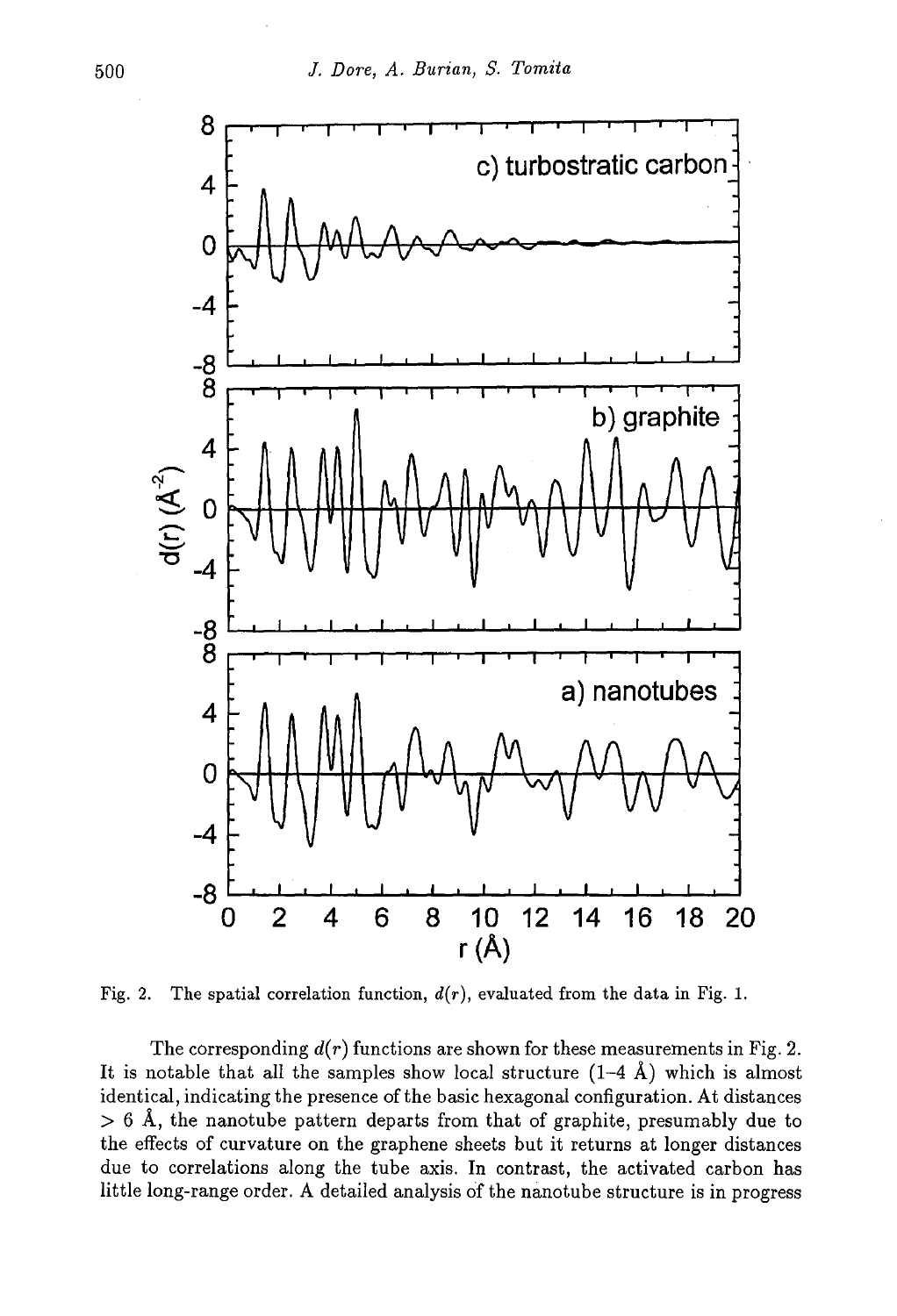c) turbostratic carbon

b) graphite

a) nanotubes

d(r) (Å$^{-2}$)

8
4
0
-4
-8

0 2 4 6 8 10 12 14 16 18 20

r (Å)

Fig. 2. The spatial correlation function, $d(r)$, evaluated from the data in Fig. 1.

The corresponding $d(r)$ functions are shown for these measurements in Fig. 2. It is notable that all the samples show local structure (1–4 Å) which is almost identical, indicating the presence of the basic hexagonal configuration. At distances $> 6$ Å, the nanotube pattern departs from that of graphite, presumably due to the effects of curvature on the graphene sheets but it returns at longer distances due to correlations along the tube axis. In contrast, the activated carbon has little long-range order. A detailed analysis of the nanotube structure is in progress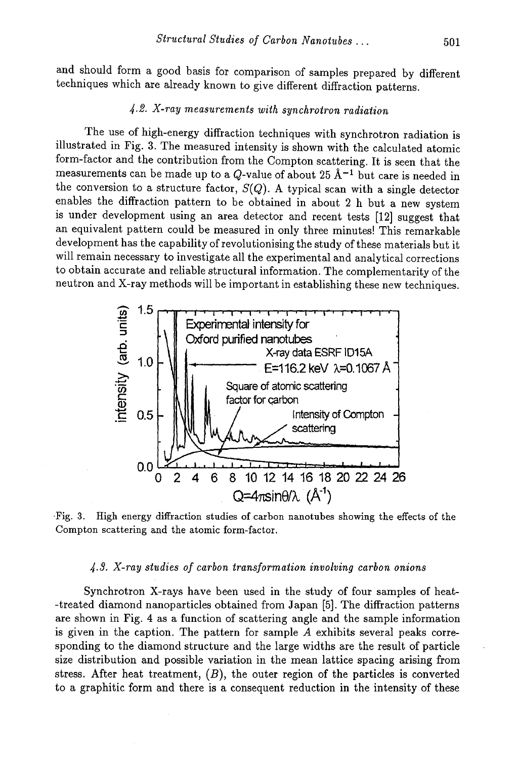and should form a good basis for comparison of samples prepared by different techniques which are already known to give different diffraction patterns.

### 4.2. X-ray measurements with synchrotron radiation

The use of high-energy diffraction techniques with synchrotron radiation is illustrated in Fig. 3. The measured intensity is shown with the calculated atomic form-factor and the contribution from the Compton scattering. It is seen that the measurements can be made up to a $Q$-value of about 25 $Å^{-1}$ but care is needed in the conversion to a structure factor, $S(Q)$. A typical scan with a single detector enables the diffraction pattern to be obtained in about 2 h but a new system is under development using an area detector and recent tests [12] suggest that an equivalent pattern could be measured in only three minutes! This remarkable development has the capability of revolutionising the study of these materials but it will remain necessary to investigate all the experimental and analytical corrections to obtain accurate and reliable structural information. The complementarity of the neutron and X-ray methods will be important in establishing these new techniques.

Experimental intensity for
Oxford purified nanotubes
X-ray data ESRF ID15A
E=116.2 keV λ=0.1067 Å
Square of atomic scattering
factor for carbon
Intensity of Compton
scattering
intensity (arb. units)
1.5
1.0
0.5
0.0
0 2 4 6 8 10 12 14 16 18 20 22 24 26
Q=4πsinθ/λ (Å⁻¹)

Fig. 3. High energy diffraction studies of carbon nanotubes showing the effects of the Compton scattering and the atomic form-factor.

### 4.3. X-ray studies of carbon transformation involving carbon onions

Synchrotron X-rays have been used in the study of four samples of heat-treated diamond nanoparticles obtained from Japan [5]. The diffraction patterns are shown in Fig. 4 as a function of scattering angle and the sample information is given in the caption. The pattern for sample $A$ exhibits several peaks corresponding to the diamond structure and the large widths are the result of particle size distribution and possible variation in the mean lattice spacing arising from stress. After heat treatment, ($B$), the outer region of the particles is converted to a graphitic form and there is a consequent reduction in the intensity of these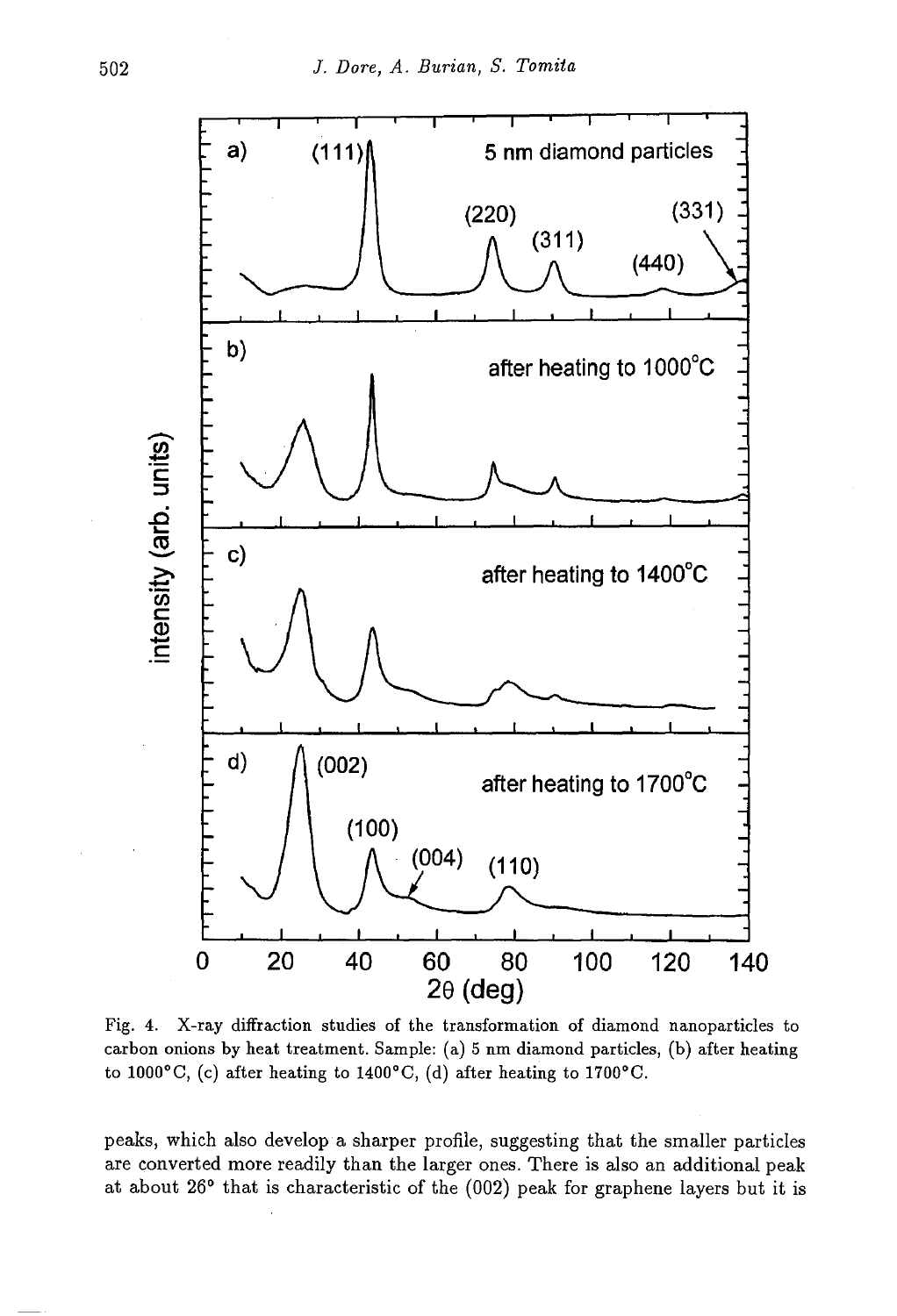a) (111) 5 nm diamond particles (220) (311) (331) (440)

b) after heating to 1000°C

c) after heating to 1400°C

d) (002) (100) (004) (110) after heating to 1700°C

intensity (arb. units)

0 20 40 60 80 100 120 140

2θ (deg)

Fig. 4. X-ray diffraction studies of the transformation of diamond nanoparticles to carbon onions by heat treatment. Sample: (a) 5 nm diamond particles, (b) after heating to 1000°C, (c) after heating to 1400°C, (d) after heating to 1700°C.

peaks, which also develop a sharper profile, suggesting that the smaller particles are converted more readily than the larger ones. There is also an additional peak at about 26° that is characteristic of the (002) peak for graphene layers but it is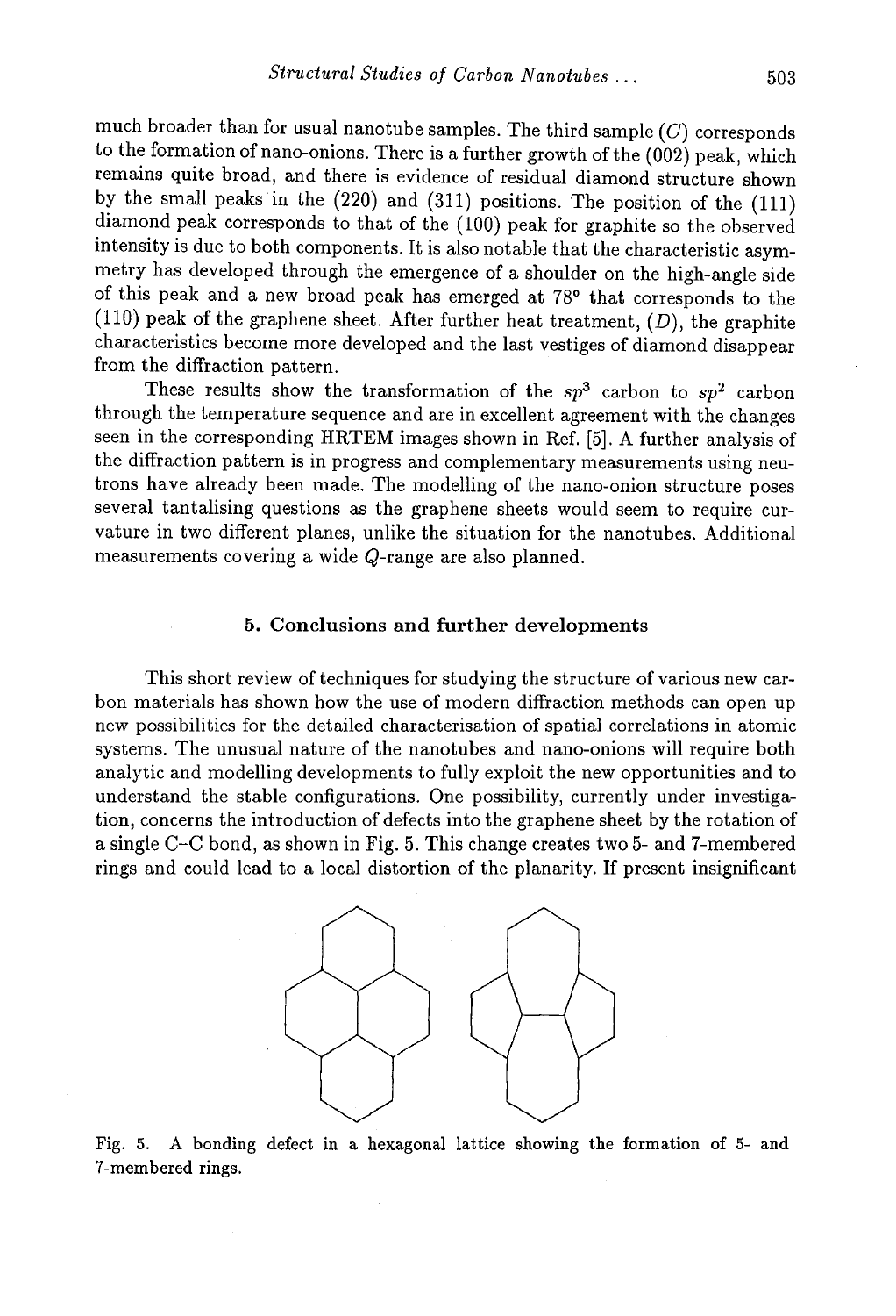much broader than for usual nanotube samples. The third sample ($C$) corresponds to the formation of nano-onions. There is a further growth of the (002) peak, which remains quite broad, and there is evidence of residual diamond structure shown by the small peaks in the (220) and (311) positions. The position of the (111) diamond peak corresponds to that of the (100) peak for graphite so the observed intensity is due to both components. It is also notable that the characteristic asymmetry has developed through the emergence of a shoulder on the high-angle side of this peak and a new broad peak has emerged at 78° that corresponds to the (110) peak of the graphene sheet. After further heat treatment, ($D$), the graphite characteristics become more developed and the last vestiges of diamond disappear from the diffraction pattern.

These results show the transformation of the $sp^3$ carbon to $sp^2$ carbon through the temperature sequence and are in excellent agreement with the changes seen in the corresponding HRTEM images shown in Ref. [5]. A further analysis of the diffraction pattern is in progress and complementary measurements using neutrons have already been made. The modelling of the nano-onion structure poses several tantalising questions as the graphene sheets would seem to require curvature in two different planes, unlike the situation for the nanotubes. Additional measurements covering a wide $Q$-range are also planned.

## 5. Conclusions and further developments

This short review of techniques for studying the structure of various new carbon materials has shown how the use of modern diffraction methods can open up new possibilities for the detailed characterisation of spatial correlations in atomic systems. The unusual nature of the nanotubes and nano-onions will require both analytic and modelling developments to fully exploit the new opportunities and to understand the stable configurations. One possibility, currently under investigation, concerns the introduction of defects into the graphene sheet by the rotation of a single C–C bond, as shown in Fig. 5. This change creates two 5- and 7-membered rings and could lead to a local distortion of the planarity. If present insignificant

Fig. 5. A bonding defect in a hexagonal lattice showing the formation of 5- and 7-membered rings.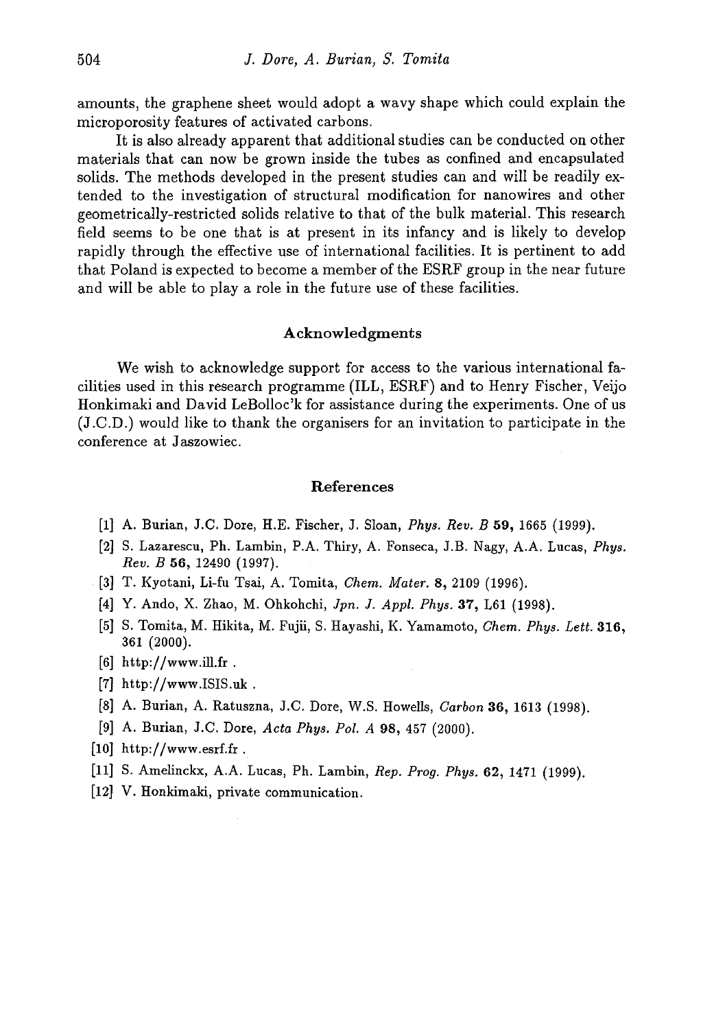amounts, the graphene sheet would adopt a wavy shape which could explain the microporosity features of activated carbons.

It is also already apparent that additional studies can be conducted on other materials that can now be grown inside the tubes as confined and encapsulated solids. The methods developed in the present studies can and will be readily extended to the investigation of structural modification for nanowires and other geometrically-restricted solids relative to that of the bulk material. This research field seems to be one that is at present in its infancy and is likely to develop rapidly through the effective use of international facilities. It is pertinent to add that Poland is expected to become a member of the ESRF group in the near future and will be able to play a role in the future use of these facilities.

## Acknowledgments

We wish to acknowledge support for access to the various international facilities used in this research programme (ILL, ESRF) and to Henry Fischer, Veijo Honkimaki and David LeBolloc'k for assistance during the experiments. One of us (J.C.D.) would like to thank the organisers for an invitation to participate in the conference at Jaszowiec.

## References

[1] A. Burian, J.C. Dore, H.E. Fischer, J. Sloan, *Phys. Rev. B* **59**, 1665 (1999).

[2] S. Lazarescu, Ph. Lambin, P.A. Thiry, A. Fonseca, J.B. Nagy, A.A. Lucas, *Phys. Rev. B* **56**, 12490 (1997).

[3] T. Kyotani, Li-fu Tsai, A. Tomita, *Chem. Mater.* **8**, 2109 (1996).

[4] Y. Ando, X. Zhao, M. Ohkohchi, *Jpn. J. Appl. Phys.* **37**, L61 (1998).

[5] S. Tomita, M. Hikita, M. Fujii, S. Hayashi, K. Yamamoto, *Chem. Phys. Lett.* **316**, 361 (2000).

[6] http://www.ill.fr .

[7] http://www.ISIS.uk .

[8] A. Burian, A. Ratuszna, J.C. Dore, W.S. Howells, *Carbon* **36**, 1613 (1998).

[9] A. Burian, J.C. Dore, *Acta Phys. Pol. A* **98**, 457 (2000).

[10] http://www.esrf.fr .

[11] S. Amelinckx, A.A. Lucas, Ph. Lambin, *Rep. Prog. Phys.* **62**, 1471 (1999).

[12] V. Honkimaki, private communication.